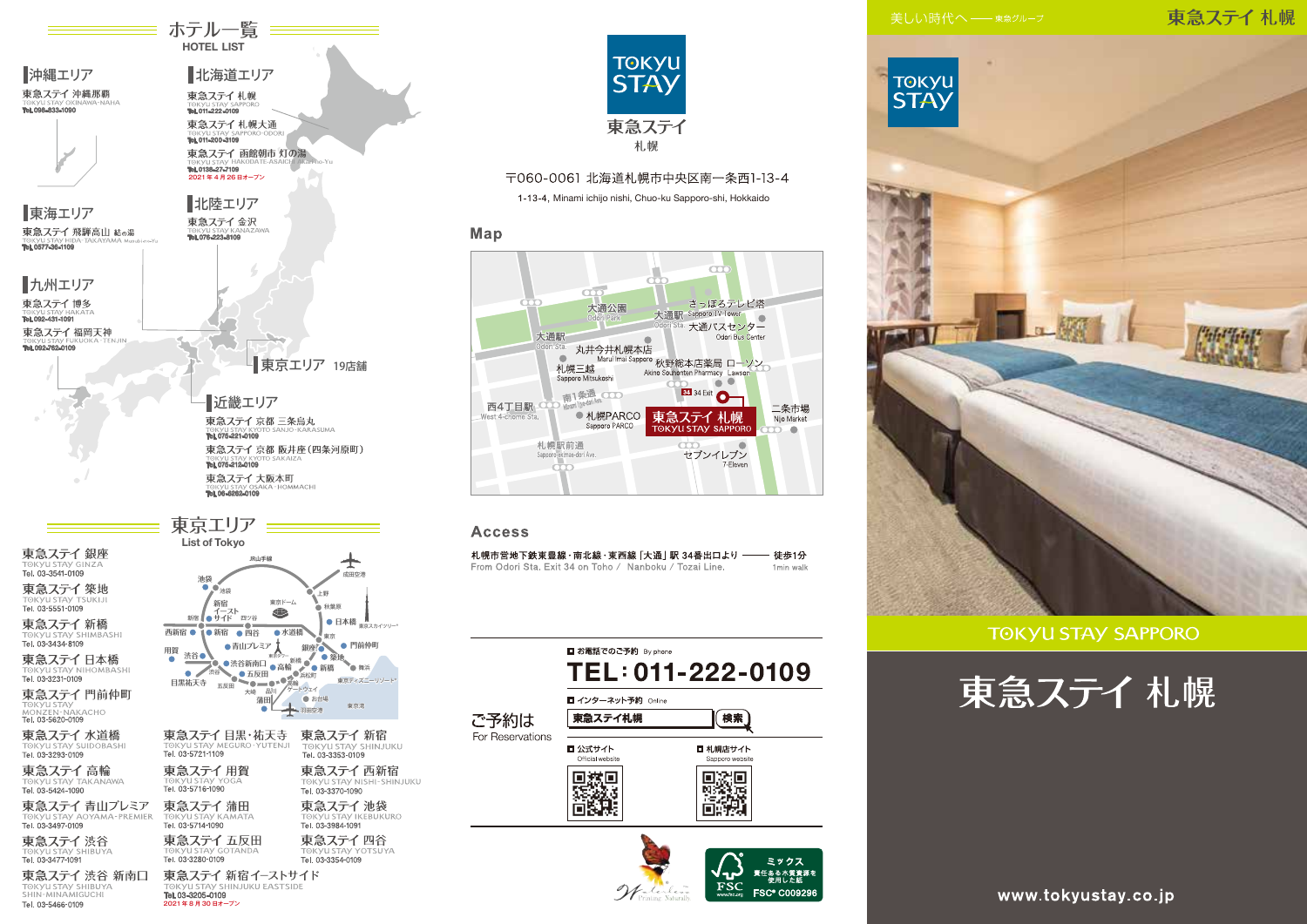# ホテル一覧
HOTEL LIST

## 沖縄エリア

東急ステイ 沖縄那覇
TOKYU STAY OKINAWA-NAHA
Tel. 098-833-1090

## 北海道エリア

東急ステイ 札幌
TOKYU STAY SAPPORO
Tel. 011-222-0109

東急ステイ 札幌大通
TOKYU STAY SAPPORO-ODORI
Tel. 011-200-3109

東急ステイ 函館朝市 灯の湯
TOKYU STAY HAKODATE-ASAICHI Akari-no-Yu
Tel. 0138-27-7109
2021年4月26日オープン

## 東海エリア

東急ステイ 飛騨高山 結の湯
TOKYU STAY HIDA-TAKAYAMA Musubi-no-Yu
Tel. 0577-36-1109

## 北陸エリア

東急ステイ 金沢
TOKYU STAY KANAZAWA
Tel. 076-223-8109

## 九州エリア

東急ステイ 博多
TOKYU STAY HAKATA
Tel. 092-431-1091

東急ステイ 福岡天神
TOKYU STAY FUKUOKA-TENJIN
Tel. 092-762-0109

## 東京エリア 19店舗

## 近畿エリア

東急ステイ 京都 三条烏丸
TOKYU STAY KYOTO SANJO-KARASUMA
Tel. 075-221-0109

東急ステイ 京都 両替町通
TOKYU STAY KYOTO SAKAIZA
Tel. 075-212-0109

東急ステイ 大阪本町
TOKYU STAY OSAKA-HOMMACHI
Tel. 06-6262-0109

# 東京エリア
List of Tokyo

東急ステイ 銀座
TOKYU STAY GINZA
Tel. 03-3541-0109

東急ステイ 築地
TOKYU STAY TSUKIJI
Tel. 03-5551-0109

東急ステイ 新橋
TOKYU STAY SHIMBASHI
Tel. 03-3434-8109

東急ステイ 日本橋
TOKYU STAY NIHOMBASHI
Tel. 03-3231-0109

東急ステイ 門前仲町
TOKYU STAY MONZEN-NAKACHO
Tel. 03-5620-0109

東急ステイ 水道橋
TOKYU STAY SUIDOBASHI
Tel. 03-3293-0109

東急ステイ 高輪
TOKYU STAY TAKANAWA
Tel. 03-5424-1090

東急ステイ 青山プレミア
TOKYU STAY AOYAMA-PREMIER
Tel. 03-3497-0109

東急ステイ 渋谷
TOKYU STAY SHIBUYA
Tel. 03-3477-1091

東急ステイ 渋谷 新南口
TOKYU STAY SHIBUYA SHIN-MINAMIGUCHI
Tel. 03-5466-0109

東急ステイ 目黒・祐天寺
TOKYU STAY MEGURO-YUTENJI
Tel. 03-5721-1109

東急ステイ 用賀
TOKYU STAY YOGA
Tel. 03-5716-1090

東急ステイ 蒲田
TOKYU STAY KAMATA
Tel. 03-5714-0109

東急ステイ 五反田
TOKYU STAY GOTANDA
Tel. 03-3280-0109

東急ステイ 新宿イーストサイド
TOKYU STAY SHINJUKU EASTSIDE
Tel. 03-3205-0109
2021年8月30日オープン

東急ステイ 新宿
TOKYU STAY SHINJUKU
Tel. 03-3353-0109

東急ステイ 西新宿
TOKYU STAY NISHI-SHINJUKU
Tel. 03-3370-1090

東急ステイ 池袋
TOKYU STAY IKEBUKURO
Tel. 03-3984-1091

東急ステイ 四谷
TOKYU STAY YOTSUYA
Tel. 03-3354-0109

---

# 東急ステイ 札幌

〒060-0061 北海道札幌市中央区南一条西1-13-4
1-13-4, Minami ichijo nishi, Chuo-ku Sapporo-shi, Hokkaido

## Map

## Access

札幌市営地下鉄東豊線・南北線・東西線「大通」駅 34番出口より —— 徒歩1分
From Odori Sta. Exit 34 on Toho / Nanboku / Tozai Line. —— 1min walk

## ご予約は
For Reservations

■ お電話でのご予約 By phone

**TEL: 011-222-0109**

■ インターネット予約 Online

東急ステイ札幌 検索

■ 公式サイト Official website

■ 札幌店サイト Sapporo website

ミックス 責任ある木質資源を使用した紙 FSC® C009296

---

美しい時代へ —— 東急グループ

東急ステイ 札幌

TOKYU STAY SAPPORO

# 東急ステイ 札幌

www.tokyustay.co.jp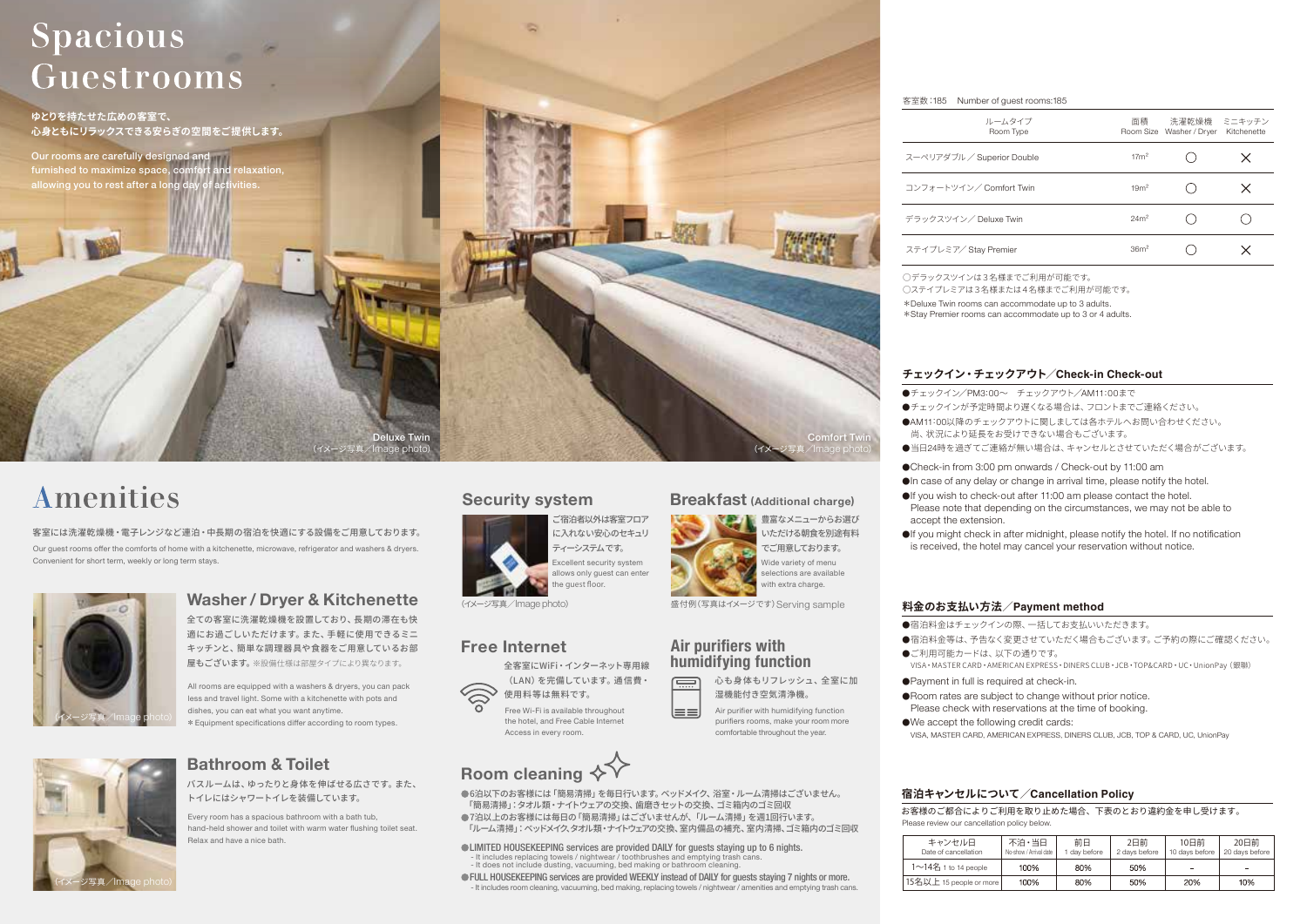# Spacious Guestrooms

ゆとりを持たせた広めの客室で、
心身ともにリラックスできる安らぎの空間をご提供します。

Our rooms are carefully designed and furnished to maximize space, comfort and relaxation, allowing you to rest after a long day of activities.

Deluxe Twin
(イメージ写真／Image photo)

Comfort Twin
(イメージ写真／Image photo)

# Amenities

客室には洗濯乾燥機・電子レンジなど連泊・中長期の宿泊を快適にする設備をご用意しております。

Our guest rooms offer the comforts of home with a kitchenette, microwave, refrigerator and washers & dryers. Convenient for short term, weekly or long term stays.

## Washer / Dryer & Kitchenette

全ての客室に洗濯乾燥機を設置しており、長期の滞在も快適にお過ごしいただけます。また、手軽に使用できるミニキッチンと、簡単な調理器具や食器をご用意しているお部屋もございます。※設備仕様は部屋タイプにより異なります。

All rooms are equipped with a washers & dryers, you can pack less and travel light. Some with a kitchenette with pots and dishes, you can eat what you want anytime.
＊Equipment specifications differ according to room types.

(イメージ写真／Image photo)

## Bathroom & Toilet

バスルームは、ゆったりと身体を伸ばせる広さです。また、トイレにはシャワートイレを装備しています。

Every room has a spacious bathroom with a bath tub, hand-held shower and toilet with warm water flushing toilet seat. Relax and have a nice bath.

(イメージ写真／Image photo)

## Security system

ご宿泊者以外は客室フロアに入れない安心のセキュリティーシステムです。

Excellent security system allows only guest can enter the guest floor.

(イメージ写真／Image photo)

## Breakfast (Additional charge)

豊富なメニューからお選びいただける朝食を別途有料でご用意しております。

Wide variety of menu selections are available with extra charge.

盛付例(写真はイメージです) Serving sample

## Free Internet

全客室にWiFi・インターネット専用線（LAN）を完備しています。通信費・使用料等は無料です。

Free Wi-Fi is available throughout the hotel, and Free Cable Internet Access in every room.

## Air purifiers with humidifying function

心も身体もリフレッシュ、全室に加湿機能付き空気清浄機。

Air purifier with humidifying function purifiers rooms, make your room more comfortable throughout the year.

## Room cleaning

●6泊以下のお客様には「簡易清掃」を毎日行います。ベッドメイク、浴室・ルーム清掃はございません。
「簡易清掃」：タオル類・ナイトウェアの交換、歯磨きセットの交換、ゴミ箱内のゴミ回収
●7泊以上のお客様には毎日の「簡易清掃」はございませんが、「ルーム清掃」を週1回行います。
「ルーム清掃」：ベッドメイク、タオル類・ナイトウェアの交換、室内備品の補充、室内清掃、ゴミ箱内のゴミ回収

●**LIMITED HOUSEKEEPING services are provided DAILY for guests staying up to 6 nights.**
- It includes replacing towels / nightwear / toothbrushes and emptying trash cans.
- It does not include dusting, vacuuming, bed making or bathroom cleaning.

●**FULL HOUSEKEEPING services are provided WEEKLY instead of DAILY for guests staying 7 nights or more.**
- It includes room cleaning, vacuuming, bed making, replacing towels / nightwear / amenities and emptying trash cans.

客室数：185　Number of guest rooms:185

| ルームタイプ Room Type | 面積 Room Size | 洗濯乾燥機 Washer / Dryer | ミニキッチン Kitchenette |
|---|---|---|---|
| スーペリアダブル／Superior Double | 17m² | ○ | × |
| コンフォートツイン／Comfort Twin | 19m² | ○ | × |
| デラックスツイン／Deluxe Twin | 24m² | ○ | ○ |
| ステイプレミア／Stay Premier | 36m² | ○ | × |

○デラックスツインは3名様までご利用が可能です。
○ステイプレミアは3名様または4名様までご利用が可能です。
＊Deluxe Twin rooms can accommodate up to 3 adults.
＊Stay Premier rooms can accommodate up to 3 or 4 adults.

## チェックイン・チェックアウト／Check-in Check-out

●チェックイン／PM3:00〜　チェックアウト／AM11:00まで
●チェックインが予定時間より遅くなる場合は、フロントまでご連絡ください。
●AM11:00以降のチェックアウトに関しましては各ホテルへお問い合わせください。
尚、状況により延長をお受けできない場合もございます。
●当日24時を過ぎてご連絡が無い場合は、キャンセルとさせていただく場合がございます。

●Check-in from 3:00 pm onwards / Check-out by 11:00 am
●In case of any delay or change in arrival time, please notify the hotel.
●If you wish to check-out after 11:00 am please contact the hotel.
Please note that depending on the circumstances, we may not be able to accept the extension.
●If you might check in after midnight, please notify the hotel. If no notification is received, the hotel may cancel your reservation without notice.

## 料金のお支払い方法／Payment method

●宿泊料金はチェックインの際、一括してお支払いいただきます。
●宿泊料金等は、予告なく変更させていただく場合もございます。ご予約の際にご確認ください。
●ご利用可能カードは、以下の通りです。
VISA・MASTER CARD・AMERICAN EXPRESS・DINERS CLUB・JCB・TOP&CARD・UC・UnionPay（銀聯）

●Payment in full is required at check-in.
●Room rates are subject to change without prior notice.
Please check with reservations at the time of booking.
●We accept the following credit cards:
VISA, MASTER CARD, AMERICAN EXPRESS, DINERS CLUB, JCB, TOP & CARD, UC, UnionPay

## 宿泊キャンセルについて／Cancellation Policy

お客様のご都合によりご利用を取り止めた場合、下表のとおり違約金を申し受けます。
Please review our cancellation policy below.

| キャンセル日 Date of cancellation | 不泊・当日 No show / Arrival date | 前日 1 day before | 2日前 2 days before | 10日前 10 days before | 20日前 20 days before |
|---|---|---|---|---|---|
| 1〜14名 1 to 14 people | 100% | 80% | 50% | - | - |
| 15名以上 15 people or more | 100% | 80% | 50% | 20% | 10% |